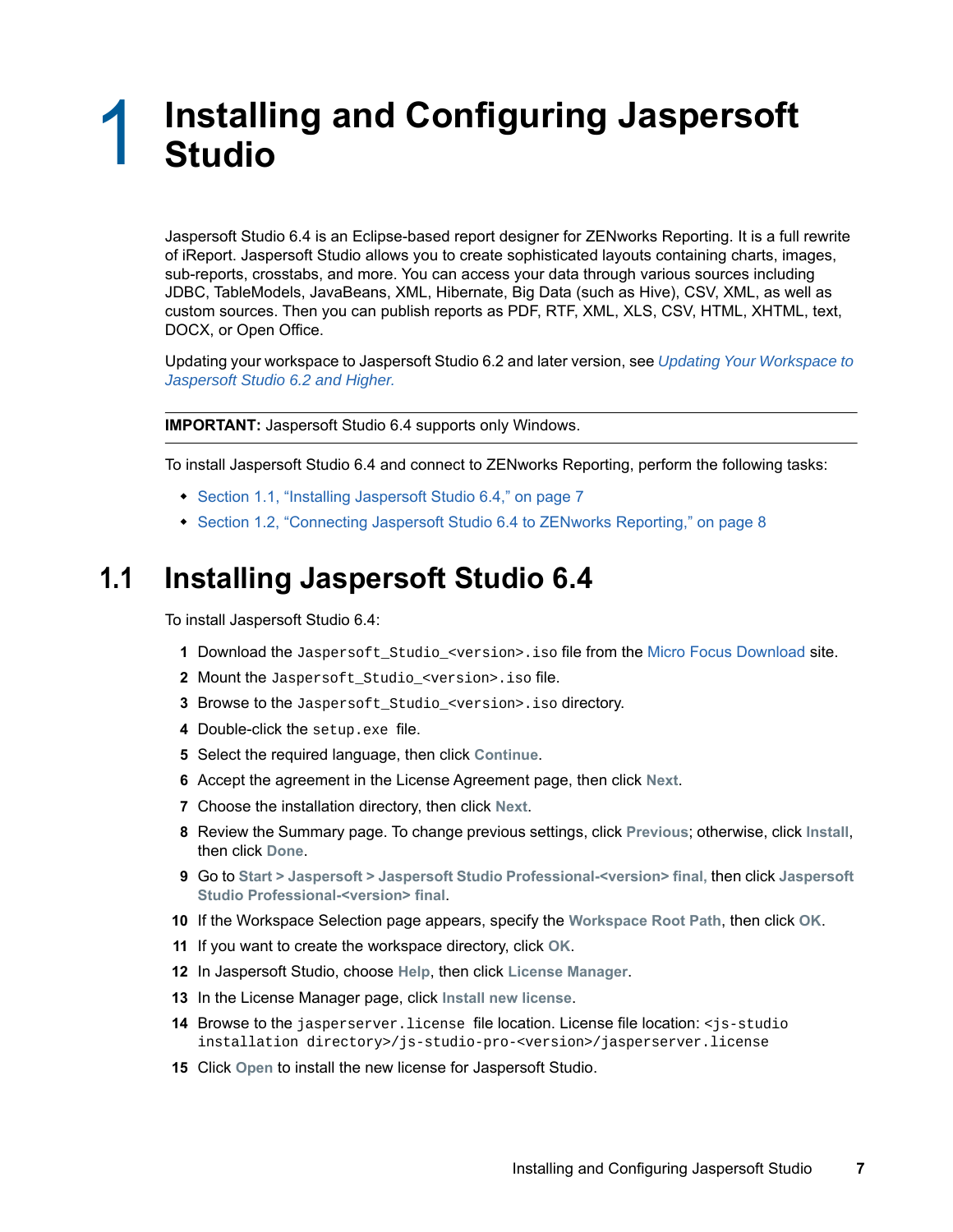# 1 Installing and Configuring Jaspersoft Studio

Jaspersoft Studio 6.4 is an Eclipse-based report designer for ZENworks Reporting. It is a full rewrite of iReport. Jaspersoft Studio allows you to create sophisticated layouts containing charts, images, sub-reports, crosstabs, and more. You can access your data through various sources including JDBC, TableModels, JavaBeans, XML, Hibernate, Big Data (such as Hive), CSV, XML, as well as custom sources. Then you can publish reports as PDF, RTF, XML, XLS, CSV, HTML, XHTML, text, DOCX, or Open Office.

Updating your workspace to Jaspersoft Studio 6.2 and later version, see *Updating Your Workspace to Jaspersoft Studio 6.2 and Higher.*

---

**IMPORTANT:** Jaspersoft Studio 6.4 supports only Windows.

---

To install Jaspersoft Studio 6.4 and connect to ZENworks Reporting, perform the following tasks:

- Section 1.1, "Installing Jaspersoft Studio 6.4," on page 7
- Section 1.2, "Connecting Jaspersoft Studio 6.4 to ZENworks Reporting," on page 8

## 1.1 Installing Jaspersoft Studio 6.4

To install Jaspersoft Studio 6.4:

1. Download the `Jaspersoft_Studio_<version>.iso` file from the Micro Focus Download site.
2. Mount the `Jaspersoft_Studio_<version>.iso` file.
3. Browse to the `Jaspersoft_Studio_<version>.iso` directory.
4. Double-click the `setup.exe` file.
5. Select the required language, then click **Continue**.
6. Accept the agreement in the License Agreement page, then click **Next**.
7. Choose the installation directory, then click **Next**.
8. Review the Summary page. To change previous settings, click **Previous**; otherwise, click **Install**, then click **Done**.
9. Go to **Start > Jaspersoft > Jaspersoft Studio Professional-<version> final,** then click **Jaspersoft Studio Professional-<version> final**.
10. If the Workspace Selection page appears, specify the **Workspace Root Path**, then click **OK**.
11. If you want to create the workspace directory, click **OK**.
12. In Jaspersoft Studio, choose **Help**, then click **License Manager**.
13. In the License Manager page, click **Install new license**.
14. Browse to the `jasperserver.license` file location. License file location: `<js-studio installation directory>/js-studio-pro-<version>/jasperserver.license`
15. Click **Open** to install the new license for Jaspersoft Studio.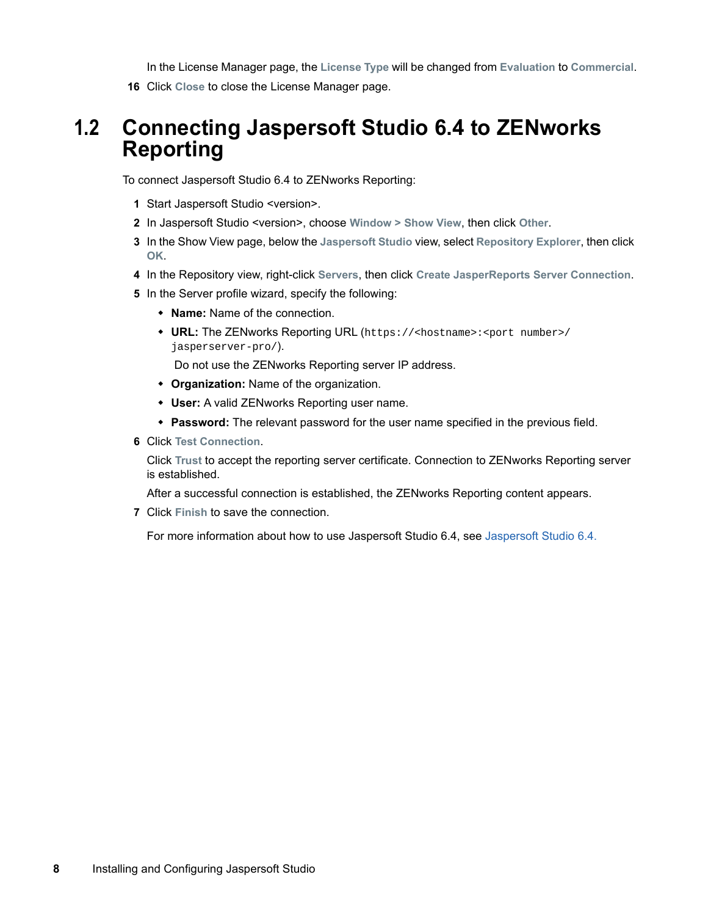In the License Manager page, the **License Type** will be changed from **Evaluation** to **Commercial**.

16 Click **Close** to close the License Manager page.

## 1.2 Connecting Jaspersoft Studio 6.4 to ZENworks Reporting

To connect Jaspersoft Studio 6.4 to ZENworks Reporting:

1. Start Jaspersoft Studio <version>.
2. In Jaspersoft Studio <version>, choose **Window > Show View**, then click **Other**.
3. In the Show View page, below the **Jaspersoft Studio** view, select **Repository Explorer**, then click **OK**.
4. In the Repository view, right-click **Servers**, then click **Create JasperReports Server Connection**.
5. In the Server profile wizard, specify the following:
   - **Name:** Name of the connection.
   - **URL:** The ZENworks Reporting URL (`https://<hostname>:<port number>/jasperserver-pro/`).

     Do not use the ZENworks Reporting server IP address.
   - **Organization:** Name of the organization.
   - **User:** A valid ZENworks Reporting user name.
   - **Password:** The relevant password for the user name specified in the previous field.
6. Click **Test Connection**.

   Click **Trust** to accept the reporting server certificate. Connection to ZENworks Reporting server is established.

   After a successful connection is established, the ZENworks Reporting content appears.
7. Click **Finish** to save the connection.

   For more information about how to use Jaspersoft Studio 6.4, see Jaspersoft Studio 6.4.